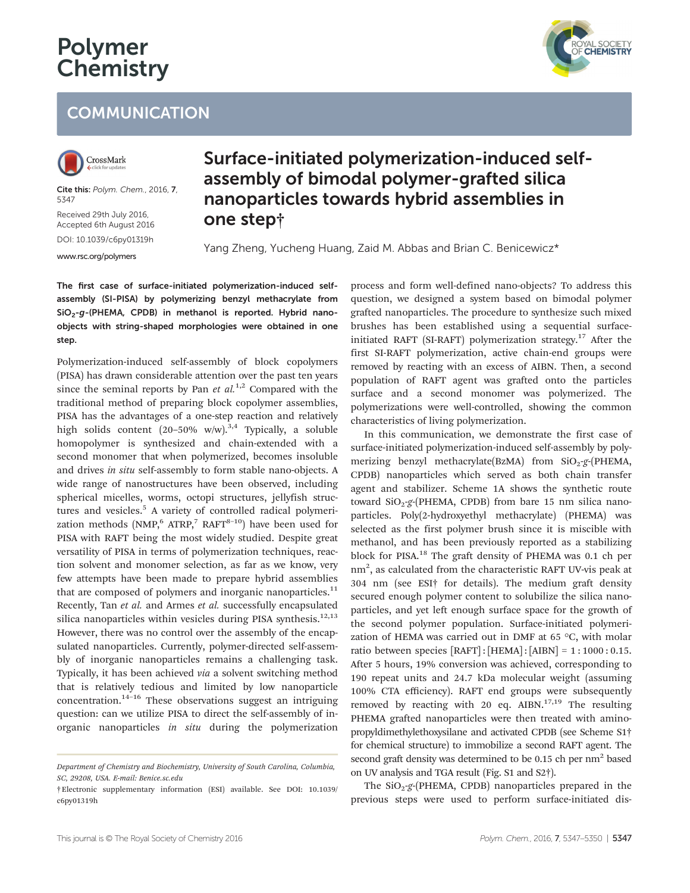# Polymer Chemistry

## COMMUNICATION

**Cite this:** *Polym. Chem.*, 2016, **7**, 5347

Received 29th July 2016, Accepted 6th August 2016

DOI: 10.1039/c6py01319h

www.rsc.org/polymers

# Surface-initiated polymerization-induced self-assembly of bimodal polymer-grafted silica nanoparticles towards hybrid assemblies in one step†

Yang Zheng, Yucheng Huang, Zaid M. Abbas and Brian C. Benicewicz*

**The first case of surface-initiated polymerization-induced self-assembly (SI-PISA) by polymerizing benzyl methacrylate from $SiO_2$-*g*-(PHEMA, CPDB) in methanol is reported. Hybrid nano-objects with string-shaped morphologies were obtained in one step.**

Polymerization-induced self-assembly of block copolymers (PISA) has drawn considerable attention over the past ten years since the seminal reports by Pan *et al.*[1,2] Compared with the traditional method of preparing block copolymer assemblies, PISA has the advantages of a one-step reaction and relatively high solids content (20–50% w/w).[3,4] Typically, a soluble homopolymer is synthesized and chain-extended with a second monomer that when polymerized, becomes insoluble and drives *in situ* self-assembly to form stable nano-objects. A wide range of nanostructures have been observed, including spherical micelles, worms, octopi structures, jellyfish structures and vesicles.[5] A variety of controlled radical polymerization methods (NMP,[6] ATRP,[7] RAFT[8–10]) have been used for PISA with RAFT being the most widely studied. Despite great versatility of PISA in terms of polymerization techniques, reaction solvent and monomer selection, as far as we know, very few attempts have been made to prepare hybrid assemblies that are composed of polymers and inorganic nanoparticles.[11] Recently, Tan *et al.* and Armes *et al.* successfully encapsulated silica nanoparticles within vesicles during PISA synthesis.[12,13] However, there was no control over the assembly of the encapsulated nanoparticles. Currently, polymer-directed self-assembly of inorganic nanoparticles remains a challenging task. Typically, it has been achieved *via* a solvent switching method that is relatively tedious and limited by low nanoparticle concentration.[14–16] These observations suggest an intriguing question: can we utilize PISA to direct the self-assembly of inorganic nanoparticles *in situ* during the polymerization process and form well-defined nano-objects? To address this question, we designed a system based on bimodal polymer grafted nanoparticles. The procedure to synthesize such mixed brushes has been established using a sequential surface-initiated RAFT (SI-RAFT) polymerization strategy.[17] After the first SI-RAFT polymerization, active chain-end groups were removed by reacting with an excess of AIBN. Then, a second population of RAFT agent was grafted onto the particles surface and a second monomer was polymerized. The polymerizations were well-controlled, showing the common characteristics of living polymerization.

In this communication, we demonstrate the first case of surface-initiated polymerization-induced self-assembly by polymerizing benzyl methacrylate(BzMA) from $SiO_2$-*g*-(PHEMA, CPDB) nanoparticles which served as both chain transfer agent and stabilizer. Scheme 1A shows the synthetic route toward $SiO_2$-*g*-(PHEMA, CPDB) from bare 15 nm silica nanoparticles. Poly(2-hydroxyethyl methacrylate) (PHEMA) was selected as the first polymer brush since it is miscible with methanol, and has been previously reported as a stabilizing block for PISA.[18] The graft density of PHEMA was 0.1 ch per $nm^2$, as calculated from the characteristic RAFT UV-vis peak at 304 nm (see ESI† for details). The medium graft density secured enough polymer content to solubilize the silica nanoparticles, and yet left enough surface space for the growth of the second polymer population. Surface-initiated polymerization of HEMA was carried out in DMF at 65 °C, with molar ratio between species [RAFT] : [HEMA] : [AIBN] = 1 : 1000 : 0.15. After 5 hours, 19% conversion was achieved, corresponding to 190 repeat units and 24.7 kDa molecular weight (assuming 100% CTA efficiency). RAFT end groups were subsequently removed by reacting with 20 eq. AIBN.[17,19] The resulting PHEMA grafted nanoparticles were then treated with aminopropyldimethylethoxysilane and activated CPDB (see Scheme S1† for chemical structure) to immobilize a second RAFT agent. The second graft density was determined to be 0.15 ch per $nm^2$ based on UV analysis and TGA result (Fig. S1 and S2†).

The $SiO_2$-*g*-(PHEMA, CPDB) nanoparticles prepared in the previous steps were used to perform surface-initiated dis-

Department of Chemistry and Biochemistry, University of South Carolina, Columbia, SC, 29208, USA. E-mail: Benice.sc.edu

† Electronic supplementary information (ESI) available. See DOI: 10.1039/c6py01319h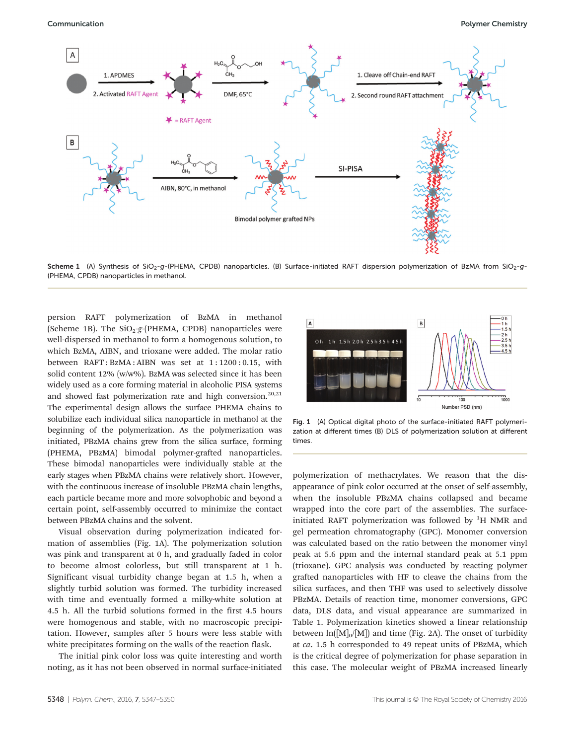Scheme 1 (A) Synthesis of $SiO_2$-*g*-(PHEMA, CPDB) nanoparticles. (B) Surface-initiated RAFT dispersion polymerization of BzMA from $SiO_2$-*g*-(PHEMA, CPDB) nanoparticles in methanol.

persion RAFT polymerization of BzMA in methanol (Scheme 1B). The $SiO_2$-*g*-(PHEMA, CPDB) nanoparticles were well-dispersed in methanol to form a homogenous solution, to which BzMA, AIBN, and trioxane were added. The molar ratio between RAFT : BzMA : AIBN was set at 1 : 1200 : 0.15, with solid content 12% (w/w%). BzMA was selected since it has been widely used as a core forming material in alcoholic PISA systems and showed fast polymerization rate and high conversion.[20,21] The experimental design allows the surface PHEMA chains to solubilize each individual silica nanoparticle in methanol at the beginning of the polymerization. As the polymerization was initiated, PBzMA chains grew from the silica surface, forming (PHEMA, PBzMA) bimodal polymer-grafted nanoparticles. These bimodal nanoparticles were individually stable at the early stages when PBzMA chains were relatively short. However, with the continuous increase of insoluble PBzMA chain lengths, each particle became more and more solvophobic and beyond a certain point, self-assembly occurred to minimize the contact between PBzMA chains and the solvent.

Visual observation during polymerization indicated formation of assemblies (Fig. 1A). The polymerization solution was pink and transparent at 0 h, and gradually faded in color to become almost colorless, but still transparent at 1 h. Significant visual turbidity change began at 1.5 h, when a slightly turbid solution was formed. The turbidity increased with time and eventually formed a milky-white solution at 4.5 h. All the turbid solutions formed in the first 4.5 hours were homogenous and stable, with no macroscopic precipitation. However, samples after 5 hours were less stable with white precipitates forming on the walls of the reaction flask.

The initial pink color loss was quite interesting and worth noting, as it has not been observed in normal surface-initiated polymerization of methacrylates. We reason that the disappearance of pink color occurred at the onset of self-assembly, when the insoluble PBzMA chains collapsed and became wrapped into the core part of the assemblies. The surface-initiated RAFT polymerization was followed by $^1H$ NMR and gel permeation chromatography (GPC). Monomer conversion was calculated based on the ratio between the monomer vinyl peak at 5.6 ppm and the internal standard peak at 5.1 ppm (trioxane). GPC analysis was conducted by reacting polymer grafted nanoparticles with HF to cleave the chains from the silica surfaces, and then THF was used to selectively dissolve PBzMA. Details of reaction time, monomer conversions, GPC data, DLS data, and visual appearance are summarized in Table 1. Polymerization kinetics showed a linear relationship between $\ln([M]_0/[M])$ and time (Fig. 2A). The onset of turbidity at *ca.* 1.5 h corresponded to 49 repeat units of PBzMA, which is the critical degree of polymerization for phase separation in this case. The molecular weight of PBzMA increased linearly

Fig. 1 (A) Optical digital photo of the surface-initiated RAFT polymerization at different times (B) DLS of polymerization solution at different times.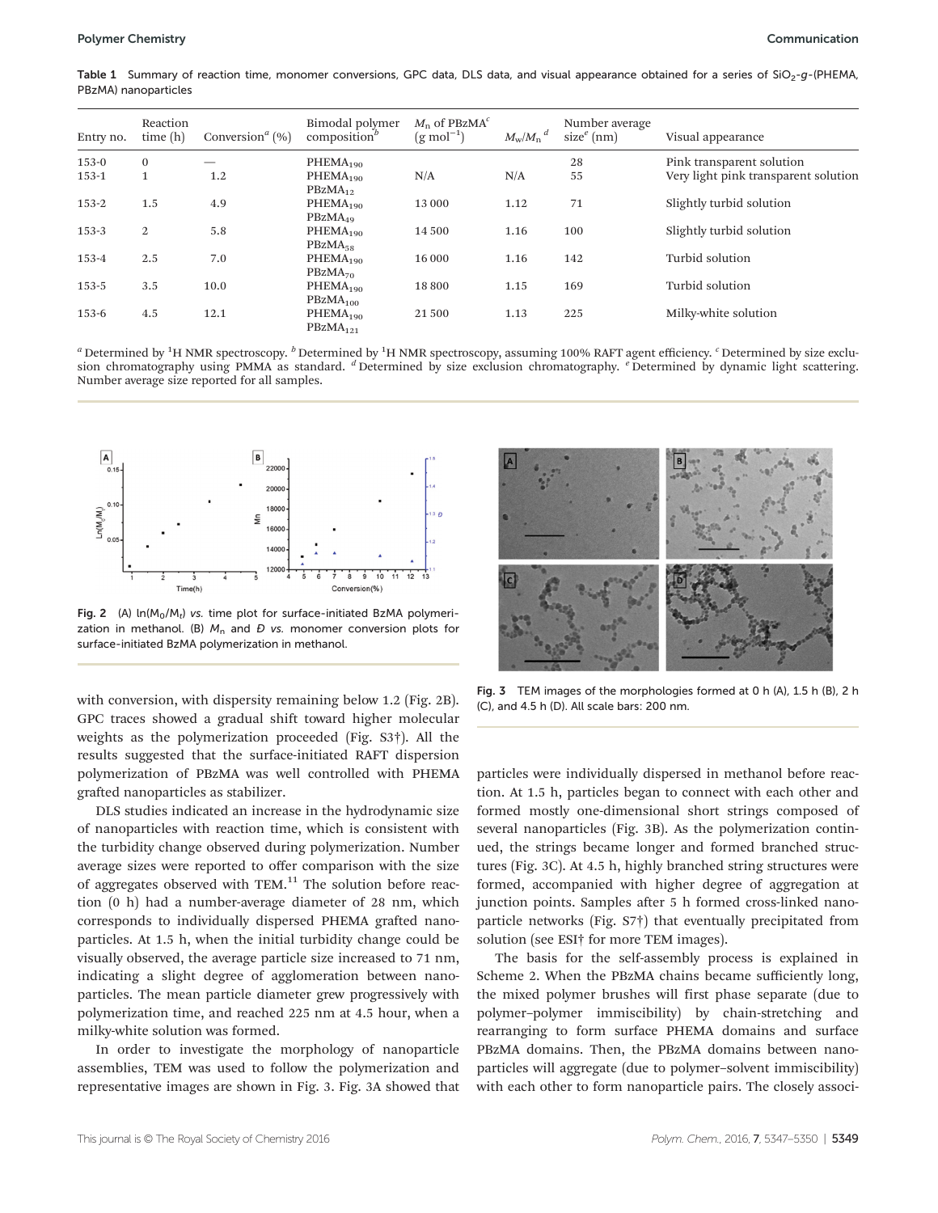**Table 1** Summary of reaction time, monomer conversions, GPC data, DLS data, and visual appearance obtained for a series of $SiO_2$-*g*-(PHEMA, PBzMA) nanoparticles

| Entry no. | Reaction time (h) | Conversion[a] (%) | Bimodal polymer composition[b] | $M_n$ of PBzMA[c] ($g\ mol^{-1}$) | $M_w/M_n$[d] | Number average size[e] (nm) | Visual appearance |
|---|---|---|---|---|---|---|---|
| 153-0 | 0 | — | $PHEMA_{190}$ | | | 28 | Pink transparent solution |
| 153-1 | 1 | 1.2 | $PHEMA_{190}$ $PBzMA_{12}$ | N/A | N/A | 55 | Very light pink transparent solution |
| 153-2 | 1.5 | 4.9 | $PHEMA_{190}$ $PBzMA_{49}$ | 13 000 | 1.12 | 71 | Slightly turbid solution |
| 153-3 | 2 | 5.8 | $PHEMA_{190}$ $PBzMA_{58}$ | 14 500 | 1.16 | 100 | Slightly turbid solution |
| 153-4 | 2.5 | 7.0 | $PHEMA_{190}$ $PBzMA_{70}$ | 16 000 | 1.16 | 142 | Turbid solution |
| 153-5 | 3.5 | 10.0 | $PHEMA_{190}$ $PBzMA_{100}$ | 18 800 | 1.15 | 169 | Turbid solution |
| 153-6 | 4.5 | 12.1 | $PHEMA_{190}$ $PBzMA_{121}$ | 21 500 | 1.13 | 225 | Milky-white solution |

[a] Determined by $^1H$ NMR spectroscopy. [b] Determined by $^1H$ NMR spectroscopy, assuming 100% RAFT agent efficiency. [c] Determined by size exclusion chromatography using PMMA as standard. [d] Determined by size exclusion chromatography. [e] Determined by dynamic light scattering. Number average size reported for all samples.

**Fig. 2** (A) $\ln(M_0/M_t)$ *vs.* time plot for surface-initiated BzMA polymerization in methanol. (B) $M_n$ and $Đ$ *vs.* monomer conversion plots for surface-initiated BzMA polymerization in methanol.

**Fig. 3** TEM images of the morphologies formed at 0 h (A), 1.5 h (B), 2 h (C), and 4.5 h (D). All scale bars: 200 nm.

with conversion, with dispersity remaining below 1.2 (Fig. 2B). GPC traces showed a gradual shift toward higher molecular weights as the polymerization proceeded (Fig. S3†). All the results suggested that the surface-initiated RAFT dispersion polymerization of PBzMA was well controlled with PHEMA grafted nanoparticles as stabilizer.

DLS studies indicated an increase in the hydrodynamic size of nanoparticles with reaction time, which is consistent with the turbidity change observed during polymerization. Number average sizes were reported to offer comparison with the size of aggregates observed with TEM.[11] The solution before reaction (0 h) had a number-average diameter of 28 nm, which corresponds to individually dispersed PHEMA grafted nanoparticles. At 1.5 h, when the initial turbidity change could be visually observed, the average particle size increased to 71 nm, indicating a slight degree of agglomeration between nanoparticles. The mean particle diameter grew progressively with polymerization time, and reached 225 nm at 4.5 hour, when a milky-white solution was formed.

In order to investigate the morphology of nanoparticle assemblies, TEM was used to follow the polymerization and representative images are shown in Fig. 3. Fig. 3A showed that particles were individually dispersed in methanol before reaction. At 1.5 h, particles began to connect with each other and formed mostly one-dimensional short strings composed of several nanoparticles (Fig. 3B). As the polymerization continued, the strings became longer and formed branched structures (Fig. 3C). At 4.5 h, highly branched string structures were formed, accompanied with higher degree of aggregation at junction points. Samples after 5 h formed cross-linked nanoparticle networks (Fig. S7†) that eventually precipitated from solution (see ESI† for more TEM images).

The basis for the self-assembly process is explained in Scheme 2. When the PBzMA chains became sufficiently long, the mixed polymer brushes will first phase separate (due to polymer–polymer immiscibility) by chain-stretching and rearranging to form surface PHEMA domains and surface PBzMA domains. Then, the PBzMA domains between nanoparticles will aggregate (due to polymer–solvent immiscibility) with each other to form nanoparticle pairs. The closely associ-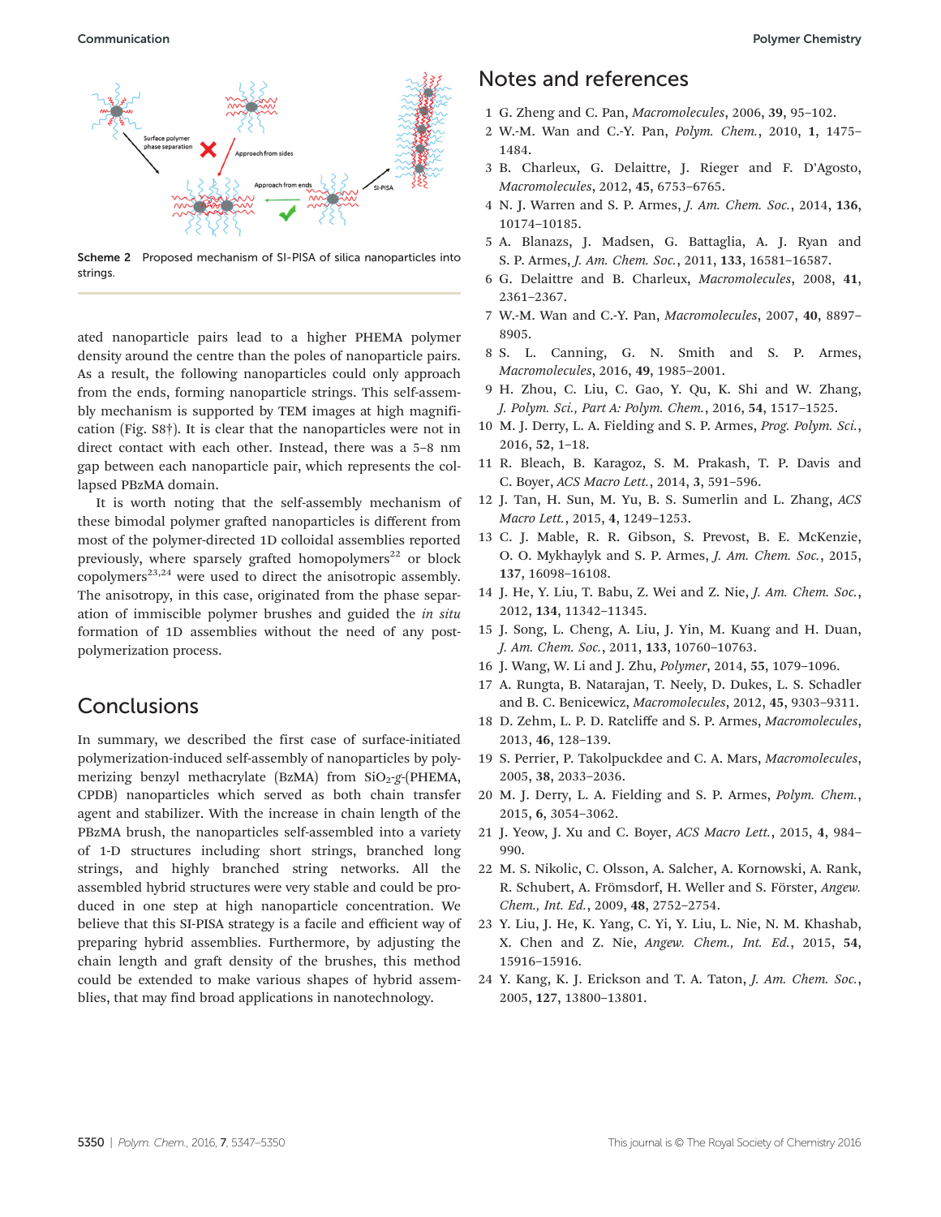Surface polymer phase separation

Approach from sides

Approach from ends

SI-PISA

Scheme 2 Proposed mechanism of SI-PISA of silica nanoparticles into strings.

ated nanoparticle pairs lead to a higher PHEMA polymer density around the centre than the poles of nanoparticle pairs. As a result, the following nanoparticles could only approach from the ends, forming nanoparticle strings. This self-assembly mechanism is supported by TEM images at high magnification (Fig. S8†). It is clear that the nanoparticles were not in direct contact with each other. Instead, there was a 5–8 nm gap between each nanoparticle pair, which represents the collapsed PBzMA domain.

It is worth noting that the self-assembly mechanism of these bimodal polymer grafted nanoparticles is different from most of the polymer-directed 1D colloidal assemblies reported previously, where sparsely grafted homopolymers[22] or block copolymers[23,24] were used to direct the anisotropic assembly. The anisotropy, in this case, originated from the phase separation of immiscible polymer brushes and guided the *in situ* formation of 1D assemblies without the need of any post-polymerization process.

## Conclusions

In summary, we described the first case of surface-initiated polymerization-induced self-assembly of nanoparticles by polymerizing benzyl methacrylate (BzMA) from $SiO_2$-*g*-(PHEMA, CPDB) nanoparticles which served as both chain transfer agent and stabilizer. With the increase in chain length of the PBzMA brush, the nanoparticles self-assembled into a variety of 1-D structures including short strings, branched long strings, and highly branched string networks. All the assembled hybrid structures were very stable and could be produced in one step at high nanoparticle concentration. We believe that this SI-PISA strategy is a facile and efficient way of preparing hybrid assemblies. Furthermore, by adjusting the chain length and graft density of the brushes, this method could be extended to make various shapes of hybrid assemblies, that may find broad applications in nanotechnology.

## Notes and references

1. G. Zheng and C. Pan, *Macromolecules*, 2006, **39**, 95–102.
2. W.-M. Wan and C.-Y. Pan, *Polym. Chem.*, 2010, **1**, 1475–1484.
3. B. Charleux, G. Delaittre, J. Rieger and F. D'Agosto, *Macromolecules*, 2012, **45**, 6753–6765.
4. N. J. Warren and S. P. Armes, *J. Am. Chem. Soc.*, 2014, **136**, 10174–10185.
5. A. Blanazs, J. Madsen, G. Battaglia, A. J. Ryan and S. P. Armes, *J. Am. Chem. Soc.*, 2011, **133**, 16581–16587.
6. G. Delaittre and B. Charleux, *Macromolecules*, 2008, **41**, 2361–2367.
7. W.-M. Wan and C.-Y. Pan, *Macromolecules*, 2007, **40**, 8897–8905.
8. S. L. Canning, G. N. Smith and S. P. Armes, *Macromolecules*, 2016, **49**, 1985–2001.
9. H. Zhou, C. Liu, C. Gao, Y. Qu, K. Shi and W. Zhang, *J. Polym. Sci., Part A: Polym. Chem.*, 2016, **54**, 1517–1525.
10. M. J. Derry, L. A. Fielding and S. P. Armes, *Prog. Polym. Sci.*, 2016, **52**, 1–18.
11. R. Bleach, B. Karagoz, S. M. Prakash, T. P. Davis and C. Boyer, *ACS Macro Lett.*, 2014, **3**, 591–596.
12. J. Tan, H. Sun, M. Yu, B. S. Sumerlin and L. Zhang, *ACS Macro Lett.*, 2015, **4**, 1249–1253.
13. C. J. Mable, R. R. Gibson, S. Prevost, B. E. McKenzie, O. O. Mykhaylyk and S. P. Armes, *J. Am. Chem. Soc.*, 2015, **137**, 16098–16108.
14. J. He, Y. Liu, T. Babu, Z. Wei and Z. Nie, *J. Am. Chem. Soc.*, 2012, **134**, 11342–11345.
15. J. Song, L. Cheng, A. Liu, J. Yin, M. Kuang and H. Duan, *J. Am. Chem. Soc.*, 2011, **133**, 10760–10763.
16. J. Wang, W. Li and J. Zhu, *Polymer*, 2014, **55**, 1079–1096.
17. A. Rungta, B. Natarajan, T. Neely, D. Dukes, L. S. Schadler and B. C. Benicewicz, *Macromolecules*, 2012, **45**, 9303–9311.
18. D. Zehm, L. P. D. Ratcliffe and S. P. Armes, *Macromolecules*, 2013, **46**, 128–139.
19. S. Perrier, P. Takolpuckdee and C. A. Mars, *Macromolecules*, 2005, **38**, 2033–2036.
20. M. J. Derry, L. A. Fielding and S. P. Armes, *Polym. Chem.*, 2015, **6**, 3054–3062.
21. J. Yeow, J. Xu and C. Boyer, *ACS Macro Lett.*, 2015, **4**, 984–990.
22. M. S. Nikolic, C. Olsson, A. Salcher, A. Kornowski, A. Rank, R. Schubert, A. Frömsdorf, H. Weller and S. Förster, *Angew. Chem., Int. Ed.*, 2009, **48**, 2752–2754.
23. Y. Liu, J. He, K. Yang, C. Yi, Y. Liu, L. Nie, N. M. Khashab, X. Chen and Z. Nie, *Angew. Chem., Int. Ed.*, 2015, **54**, 15916–15916.
24. Y. Kang, K. J. Erickson and T. A. Taton, *J. Am. Chem. Soc.*, 2005, **127**, 13800–13801.